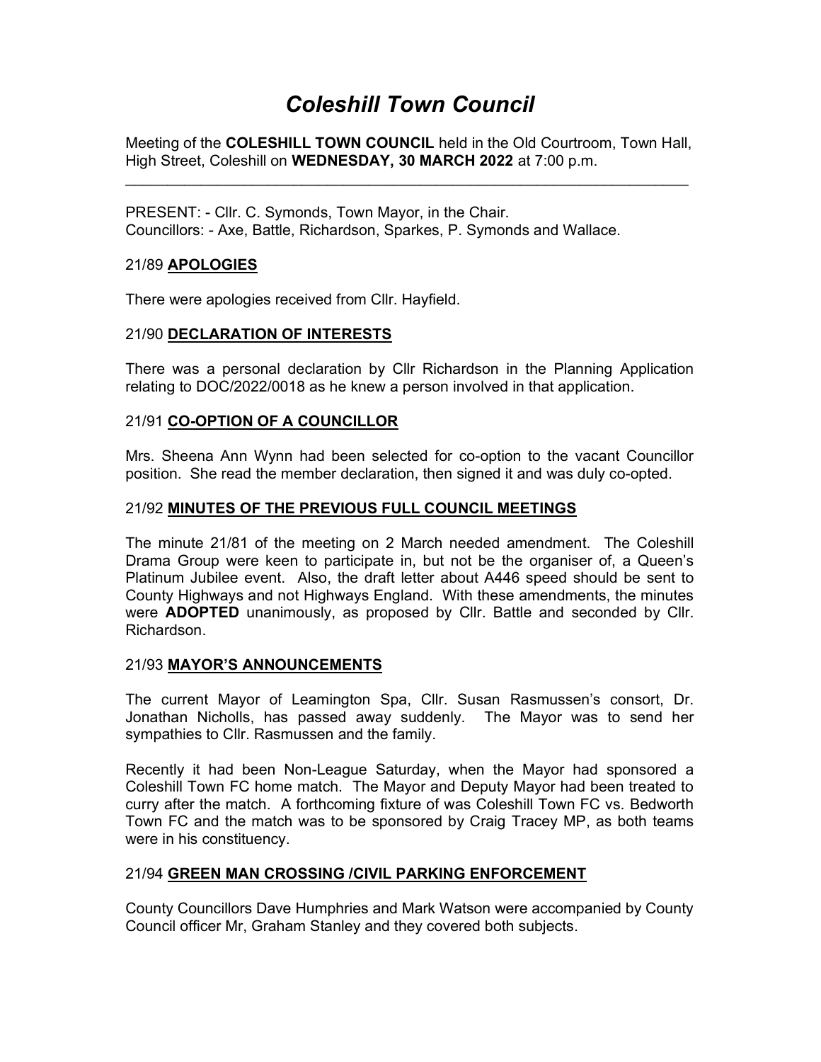# *Coleshill Town Council*

Meeting of the **COLESHILL TOWN COUNCIL** held in the Old Courtroom, Town Hall, High Street, Coleshill on **WEDNESDAY, 30 MARCH 2022** at 7:00 p.m.

---

PRESENT: - Cllr. C. Symonds, Town Mayor, in the Chair.
Councillors: - Axe, Battle, Richardson, Sparkes, P. Symonds and Wallace.

## 21/89 **APOLOGIES**

There were apologies received from Cllr. Hayfield.

## 21/90 **DECLARATION OF INTERESTS**

There was a personal declaration by Cllr Richardson in the Planning Application relating to DOC/2022/0018 as he knew a person involved in that application.

## 21/91 **CO-OPTION OF A COUNCILLOR**

Mrs. Sheena Ann Wynn had been selected for co-option to the vacant Councillor position. She read the member declaration, then signed it and was duly co-opted.

## 21/92 **MINUTES OF THE PREVIOUS FULL COUNCIL MEETINGS**

The minute 21/81 of the meeting on 2 March needed amendment. The Coleshill Drama Group were keen to participate in, but not be the organiser of, a Queen's Platinum Jubilee event. Also, the draft letter about A446 speed should be sent to County Highways and not Highways England. With these amendments, the minutes were **ADOPTED** unanimously, as proposed by Cllr. Battle and seconded by Cllr. Richardson.

## 21/93 **MAYOR'S ANNOUNCEMENTS**

The current Mayor of Leamington Spa, Cllr. Susan Rasmussen's consort, Dr. Jonathan Nicholls, has passed away suddenly. The Mayor was to send her sympathies to Cllr. Rasmussen and the family.

Recently it had been Non-League Saturday, when the Mayor had sponsored a Coleshill Town FC home match. The Mayor and Deputy Mayor had been treated to curry after the match. A forthcoming fixture of was Coleshill Town FC vs. Bedworth Town FC and the match was to be sponsored by Craig Tracey MP, as both teams were in his constituency.

## 21/94 **GREEN MAN CROSSING /CIVIL PARKING ENFORCEMENT**

County Councillors Dave Humphries and Mark Watson were accompanied by County Council officer Mr, Graham Stanley and they covered both subjects.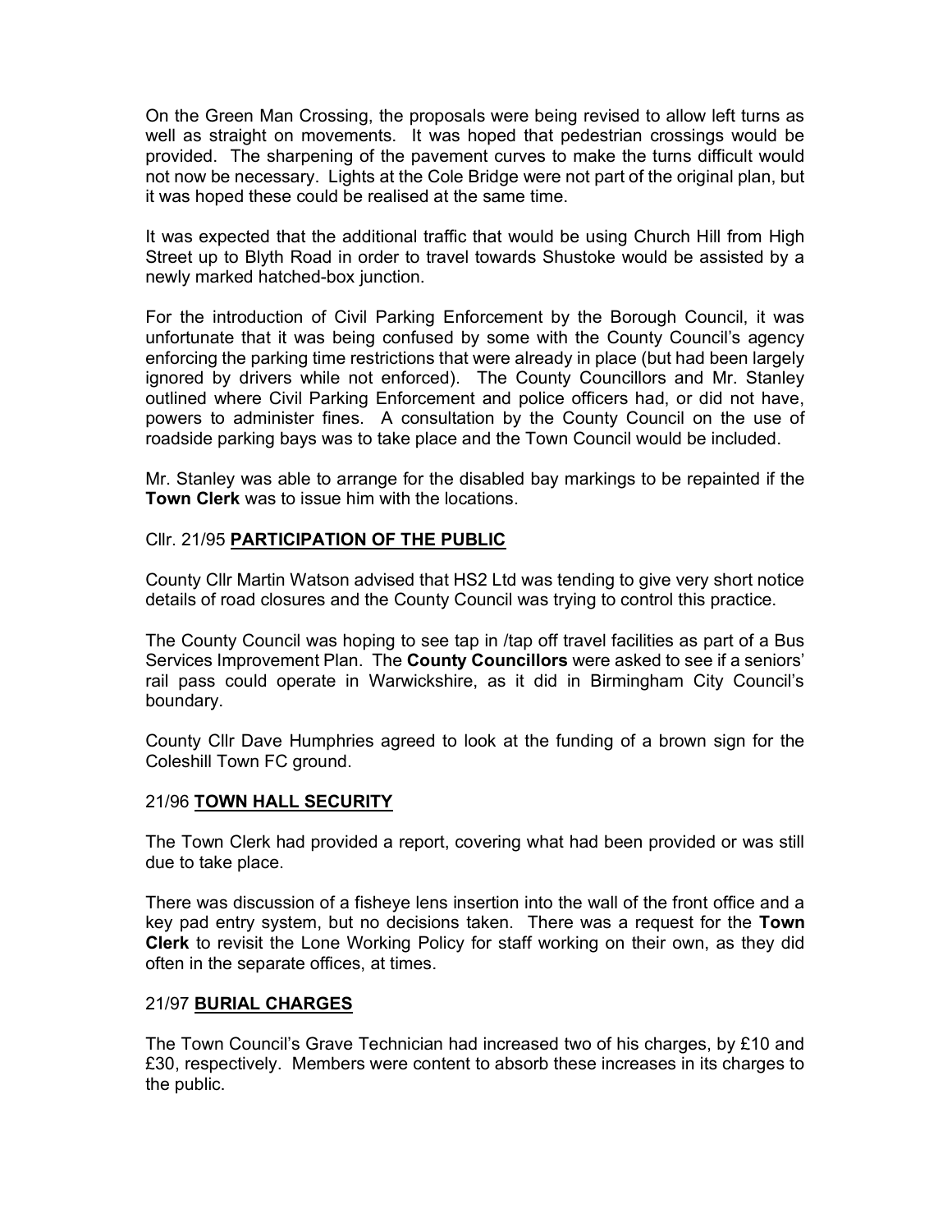On the Green Man Crossing, the proposals were being revised to allow left turns as well as straight on movements. It was hoped that pedestrian crossings would be provided. The sharpening of the pavement curves to make the turns difficult would not now be necessary. Lights at the Cole Bridge were not part of the original plan, but it was hoped these could be realised at the same time.

It was expected that the additional traffic that would be using Church Hill from High Street up to Blyth Road in order to travel towards Shustoke would be assisted by a newly marked hatched-box junction.

For the introduction of Civil Parking Enforcement by the Borough Council, it was unfortunate that it was being confused by some with the County Council's agency enforcing the parking time restrictions that were already in place (but had been largely ignored by drivers while not enforced). The County Councillors and Mr. Stanley outlined where Civil Parking Enforcement and police officers had, or did not have, powers to administer fines. A consultation by the County Council on the use of roadside parking bays was to take place and the Town Council would be included.

Mr. Stanley was able to arrange for the disabled bay markings to be repainted if the **Town Clerk** was to issue him with the locations.

Cllr. 21/95 **PARTICIPATION OF THE PUBLIC**

County Cllr Martin Watson advised that HS2 Ltd was tending to give very short notice details of road closures and the County Council was trying to control this practice.

The County Council was hoping to see tap in /tap off travel facilities as part of a Bus Services Improvement Plan. The **County Councillors** were asked to see if a seniors' rail pass could operate in Warwickshire, as it did in Birmingham City Council's boundary.

County Cllr Dave Humphries agreed to look at the funding of a brown sign for the Coleshill Town FC ground.

21/96 **TOWN HALL SECURITY**

The Town Clerk had provided a report, covering what had been provided or was still due to take place.

There was discussion of a fisheye lens insertion into the wall of the front office and a key pad entry system, but no decisions taken. There was a request for the **Town Clerk** to revisit the Lone Working Policy for staff working on their own, as they did often in the separate offices, at times.

21/97 **BURIAL CHARGES**

The Town Council's Grave Technician had increased two of his charges, by £10 and £30, respectively. Members were content to absorb these increases in its charges to the public.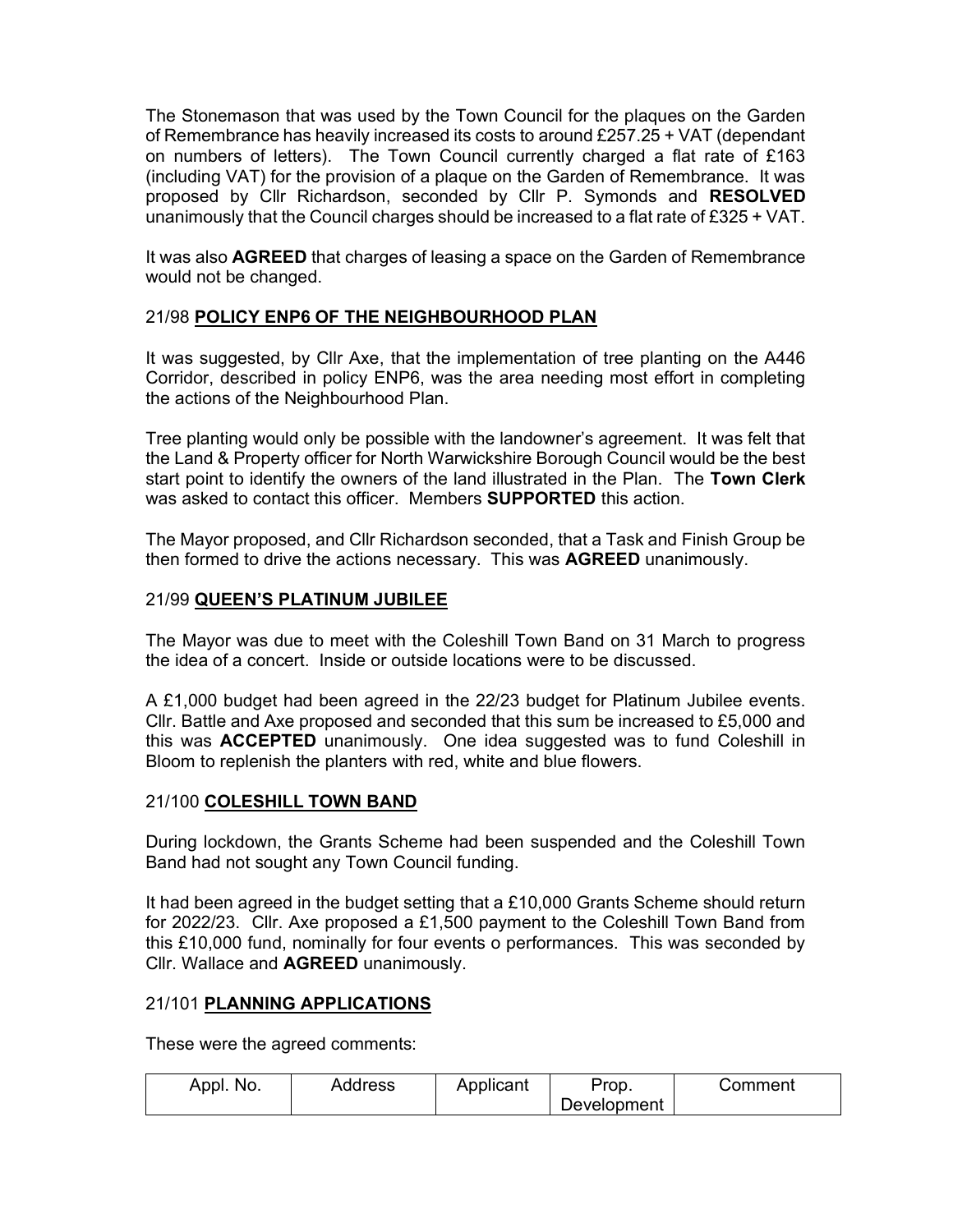The Stonemason that was used by the Town Council for the plaques on the Garden of Remembrance has heavily increased its costs to around £257.25 + VAT (dependant on numbers of letters). The Town Council currently charged a flat rate of £163 (including VAT) for the provision of a plaque on the Garden of Remembrance. It was proposed by Cllr Richardson, seconded by Cllr P. Symonds and **RESOLVED** unanimously that the Council charges should be increased to a flat rate of £325 + VAT.

It was also **AGREED** that charges of leasing a space on the Garden of Remembrance would not be changed.

## 21/98 **POLICY ENP6 OF THE NEIGHBOURHOOD PLAN**

It was suggested, by Cllr Axe, that the implementation of tree planting on the A446 Corridor, described in policy ENP6, was the area needing most effort in completing the actions of the Neighbourhood Plan.

Tree planting would only be possible with the landowner's agreement. It was felt that the Land & Property officer for North Warwickshire Borough Council would be the best start point to identify the owners of the land illustrated in the Plan. The **Town Clerk** was asked to contact this officer. Members **SUPPORTED** this action.

The Mayor proposed, and Cllr Richardson seconded, that a Task and Finish Group be then formed to drive the actions necessary. This was **AGREED** unanimously.

## 21/99 **QUEEN'S PLATINUM JUBILEE**

The Mayor was due to meet with the Coleshill Town Band on 31 March to progress the idea of a concert. Inside or outside locations were to be discussed.

A £1,000 budget had been agreed in the 22/23 budget for Platinum Jubilee events. Cllr. Battle and Axe proposed and seconded that this sum be increased to £5,000 and this was **ACCEPTED** unanimously. One idea suggested was to fund Coleshill in Bloom to replenish the planters with red, white and blue flowers.

## 21/100 **COLESHILL TOWN BAND**

During lockdown, the Grants Scheme had been suspended and the Coleshill Town Band had not sought any Town Council funding.

It had been agreed in the budget setting that a £10,000 Grants Scheme should return for 2022/23. Cllr. Axe proposed a £1,500 payment to the Coleshill Town Band from this £10,000 fund, nominally for four events o performances. This was seconded by Cllr. Wallace and **AGREED** unanimously.

## 21/101 **PLANNING APPLICATIONS**

These were the agreed comments:

| Appl. No. | Address | Applicant | Prop. Development | Comment |
|---|---|---|---|---|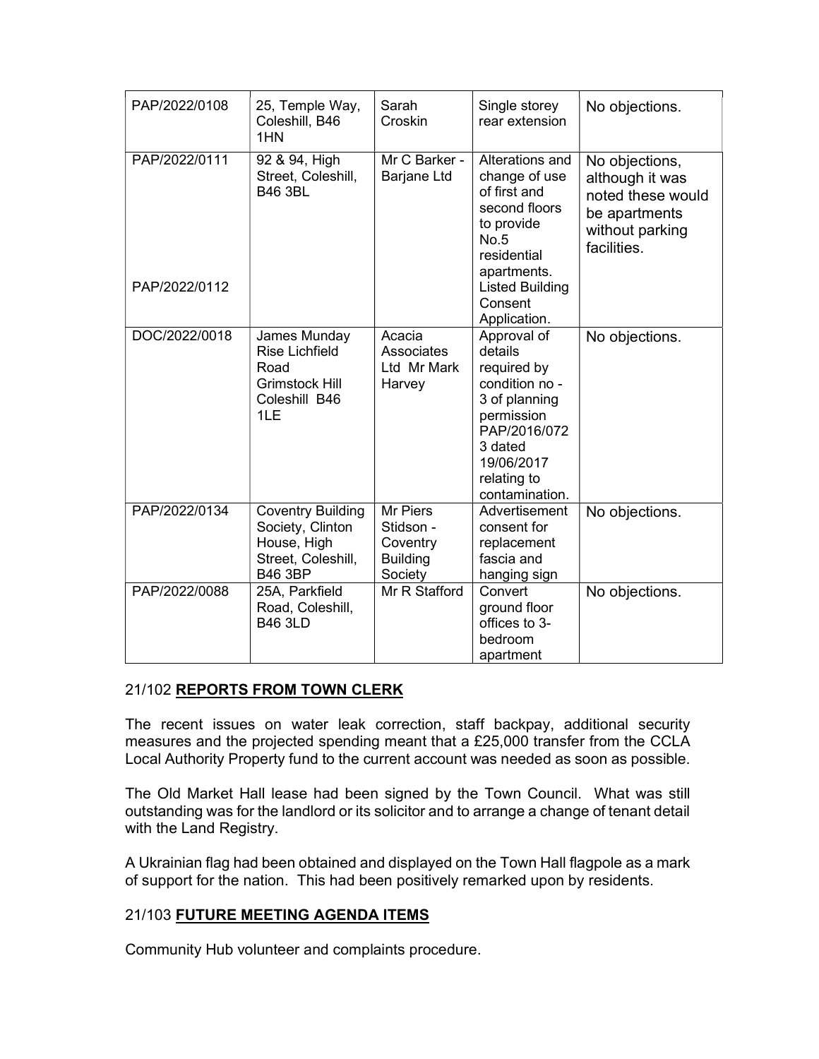| | | | | |
|---|---|---|---|---|
| PAP/2022/0108 | 25, Temple Way, Coleshill, B46 1HN | Sarah Croskin | Single storey rear extension | No objections. |
| PAP/2022/0111<br><br>PAP/2022/0112 | 92 & 94, High Street, Coleshill, B46 3BL | Mr C Barker - Barjane Ltd | Alterations and change of use of first and second floors to provide No.5 residential apartments. Listed Building Consent Application. | No objections, although it was noted these would be apartments without parking facilities. |
| DOC/2022/0018 | James Munday Rise Lichfield Road Grimstock Hill Coleshill B46 1LE | Acacia Associates Ltd Mr Mark Harvey | Approval of details required by condition no - 3 of planning permission PAP/2016/0723 dated 19/06/2017 relating to contamination. | No objections. |
| PAP/2022/0134 | Coventry Building Society, Clinton House, High Street, Coleshill, B46 3BP | Mr Piers Stidson - Coventry Building Society | Advertisement consent for replacement fascia and hanging sign | No objections. |
| PAP/2022/0088 | 25A, Parkfield Road, Coleshill, B46 3LD | Mr R Stafford | Convert ground floor offices to 3-bedroom apartment | No objections. |

## 21/102 **REPORTS FROM TOWN CLERK**

The recent issues on water leak correction, staff backpay, additional security measures and the projected spending meant that a £25,000 transfer from the CCLA Local Authority Property fund to the current account was needed as soon as possible.

The Old Market Hall lease had been signed by the Town Council. What was still outstanding was for the landlord or its solicitor and to arrange a change of tenant detail with the Land Registry.

A Ukrainian flag had been obtained and displayed on the Town Hall flagpole as a mark of support for the nation. This had been positively remarked upon by residents.

## 21/103 **FUTURE MEETING AGENDA ITEMS**

Community Hub volunteer and complaints procedure.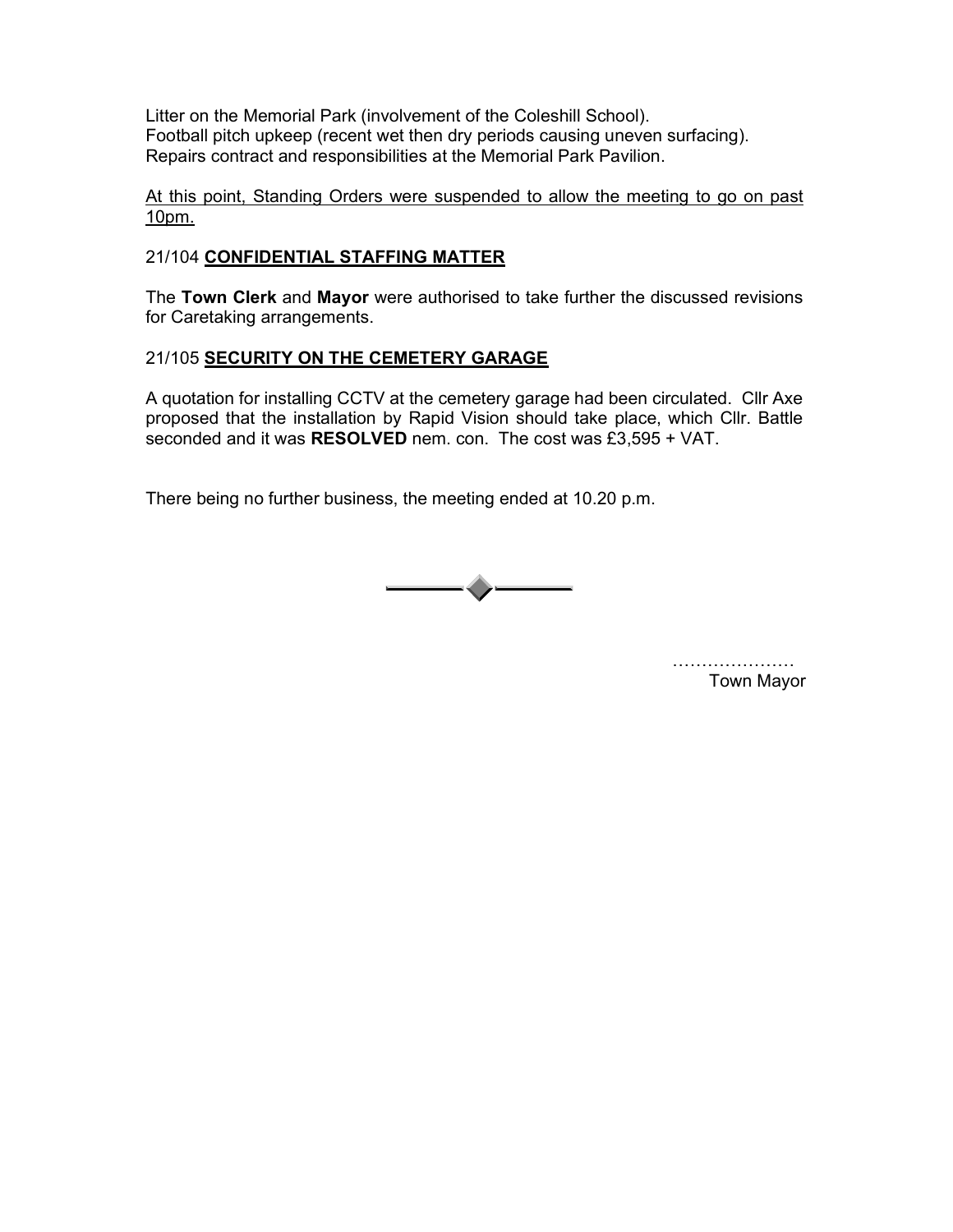Litter on the Memorial Park (involvement of the Coleshill School).
Football pitch upkeep (recent wet then dry periods causing uneven surfacing).
Repairs contract and responsibilities at the Memorial Park Pavilion.

<u>At this point, Standing Orders were suspended to allow the meeting to go on past 10pm.</u>

21/104 **<u>CONFIDENTIAL STAFFING MATTER</u>**

The **Town Clerk** and **Mayor** were authorised to take further the discussed revisions for Caretaking arrangements.

21/105 **<u>SECURITY ON THE CEMETERY GARAGE</u>**

A quotation for installing CCTV at the cemetery garage had been circulated. Cllr Axe proposed that the installation by Rapid Vision should take place, which Cllr. Battle seconded and it was **RESOLVED** nem. con. The cost was £3,595 + VAT.

There being no further business, the meeting ended at 10.20 p.m.

…………………
Town Mayor